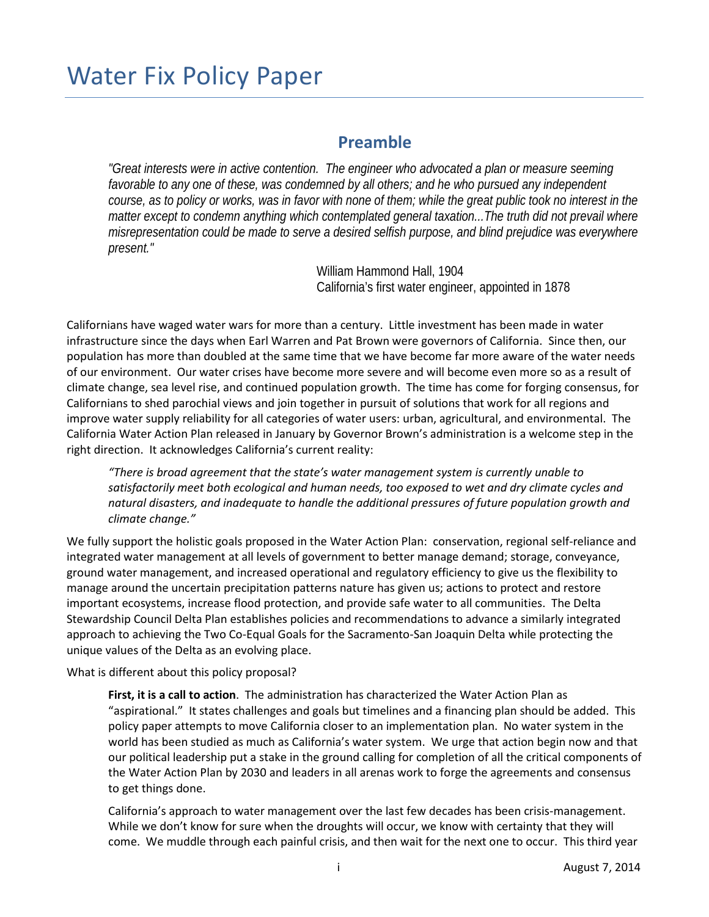# Water Fix Policy Paper

## Preamble

> *"Great interests were in active contention. The engineer who advocated a plan or measure seeming favorable to any one of these, was condemned by all others; and he who pursued any independent course, as to policy or works, was in favor with none of them; while the great public took no interest in the matter except to condemn anything which contemplated general taxation...The truth did not prevail where misrepresentation could be made to serve a desired selfish purpose, and blind prejudice was everywhere present."*
>
> William Hammond Hall, 1904
> California's first water engineer, appointed in 1878

Californians have waged water wars for more than a century. Little investment has been made in water infrastructure since the days when Earl Warren and Pat Brown were governors of California. Since then, our population has more than doubled at the same time that we have become far more aware of the water needs of our environment. Our water crises have become more severe and will become even more so as a result of climate change, sea level rise, and continued population growth. The time has come for forging consensus, for Californians to shed parochial views and join together in pursuit of solutions that work for all regions and improve water supply reliability for all categories of water users: urban, agricultural, and environmental. The California Water Action Plan released in January by Governor Brown's administration is a welcome step in the right direction. It acknowledges California's current reality:

> *"There is broad agreement that the state's water management system is currently unable to satisfactorily meet both ecological and human needs, too exposed to wet and dry climate cycles and natural disasters, and inadequate to handle the additional pressures of future population growth and climate change."*

We fully support the holistic goals proposed in the Water Action Plan: conservation, regional self-reliance and integrated water management at all levels of government to better manage demand; storage, conveyance, ground water management, and increased operational and regulatory efficiency to give us the flexibility to manage around the uncertain precipitation patterns nature has given us; actions to protect and restore important ecosystems, increase flood protection, and provide safe water to all communities. The Delta Stewardship Council Delta Plan establishes policies and recommendations to advance a similarly integrated approach to achieving the Two Co-Equal Goals for the Sacramento-San Joaquin Delta while protecting the unique values of the Delta as an evolving place.

What is different about this policy proposal?

> **First, it is a call to action**. The administration has characterized the Water Action Plan as "aspirational." It states challenges and goals but timelines and a financing plan should be added. This policy paper attempts to move California closer to an implementation plan. No water system in the world has been studied as much as California's water system. We urge that action begin now and that our political leadership put a stake in the ground calling for completion of all the critical components of the Water Action Plan by 2030 and leaders in all arenas work to forge the agreements and consensus to get things done.
>
> California's approach to water management over the last few decades has been crisis-management. While we don't know for sure when the droughts will occur, we know with certainty that they will come. We muddle through each painful crisis, and then wait for the next one to occur. This third year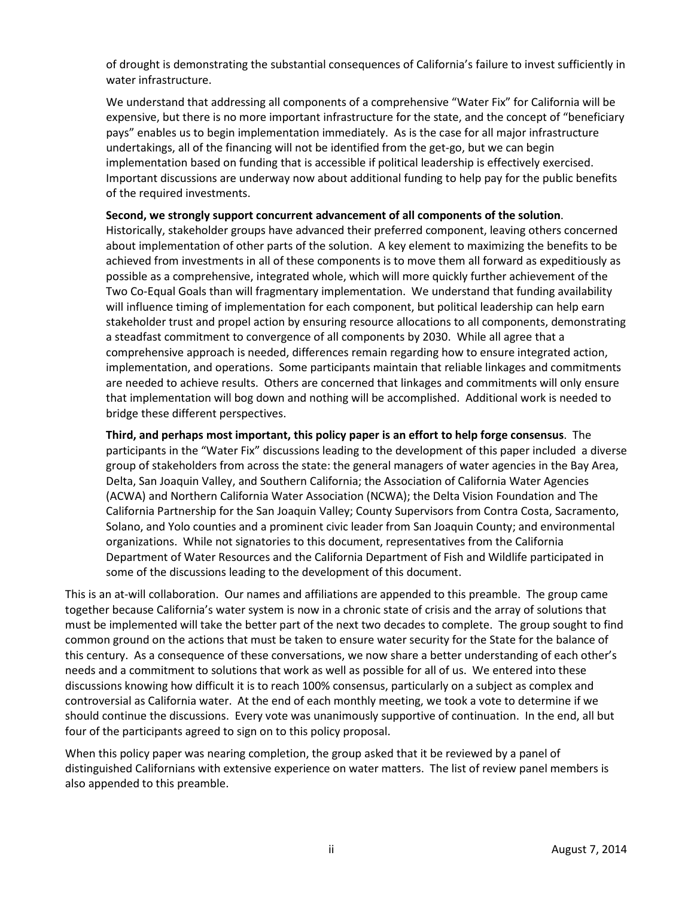of drought is demonstrating the substantial consequences of California's failure to invest sufficiently in water infrastructure.

We understand that addressing all components of a comprehensive "Water Fix" for California will be expensive, but there is no more important infrastructure for the state, and the concept of "beneficiary pays" enables us to begin implementation immediately. As is the case for all major infrastructure undertakings, all of the financing will not be identified from the get-go, but we can begin implementation based on funding that is accessible if political leadership is effectively exercised. Important discussions are underway now about additional funding to help pay for the public benefits of the required investments.

**Second, we strongly support concurrent advancement of all components of the solution**. Historically, stakeholder groups have advanced their preferred component, leaving others concerned about implementation of other parts of the solution. A key element to maximizing the benefits to be achieved from investments in all of these components is to move them all forward as expeditiously as possible as a comprehensive, integrated whole, which will more quickly further achievement of the Two Co-Equal Goals than will fragmentary implementation. We understand that funding availability will influence timing of implementation for each component, but political leadership can help earn stakeholder trust and propel action by ensuring resource allocations to all components, demonstrating a steadfast commitment to convergence of all components by 2030. While all agree that a comprehensive approach is needed, differences remain regarding how to ensure integrated action, implementation, and operations. Some participants maintain that reliable linkages and commitments are needed to achieve results. Others are concerned that linkages and commitments will only ensure that implementation will bog down and nothing will be accomplished. Additional work is needed to bridge these different perspectives.

**Third, and perhaps most important, this policy paper is an effort to help forge consensus**. The participants in the "Water Fix" discussions leading to the development of this paper included a diverse group of stakeholders from across the state: the general managers of water agencies in the Bay Area, Delta, San Joaquin Valley, and Southern California; the Association of California Water Agencies (ACWA) and Northern California Water Association (NCWA); the Delta Vision Foundation and The California Partnership for the San Joaquin Valley; County Supervisors from Contra Costa, Sacramento, Solano, and Yolo counties and a prominent civic leader from San Joaquin County; and environmental organizations. While not signatories to this document, representatives from the California Department of Water Resources and the California Department of Fish and Wildlife participated in some of the discussions leading to the development of this document.

This is an at-will collaboration. Our names and affiliations are appended to this preamble. The group came together because California's water system is now in a chronic state of crisis and the array of solutions that must be implemented will take the better part of the next two decades to complete. The group sought to find common ground on the actions that must be taken to ensure water security for the State for the balance of this century. As a consequence of these conversations, we now share a better understanding of each other's needs and a commitment to solutions that work as well as possible for all of us. We entered into these discussions knowing how difficult it is to reach 100% consensus, particularly on a subject as complex and controversial as California water. At the end of each monthly meeting, we took a vote to determine if we should continue the discussions. Every vote was unanimously supportive of continuation. In the end, all but four of the participants agreed to sign on to this policy proposal.

When this policy paper was nearing completion, the group asked that it be reviewed by a panel of distinguished Californians with extensive experience on water matters. The list of review panel members is also appended to this preamble.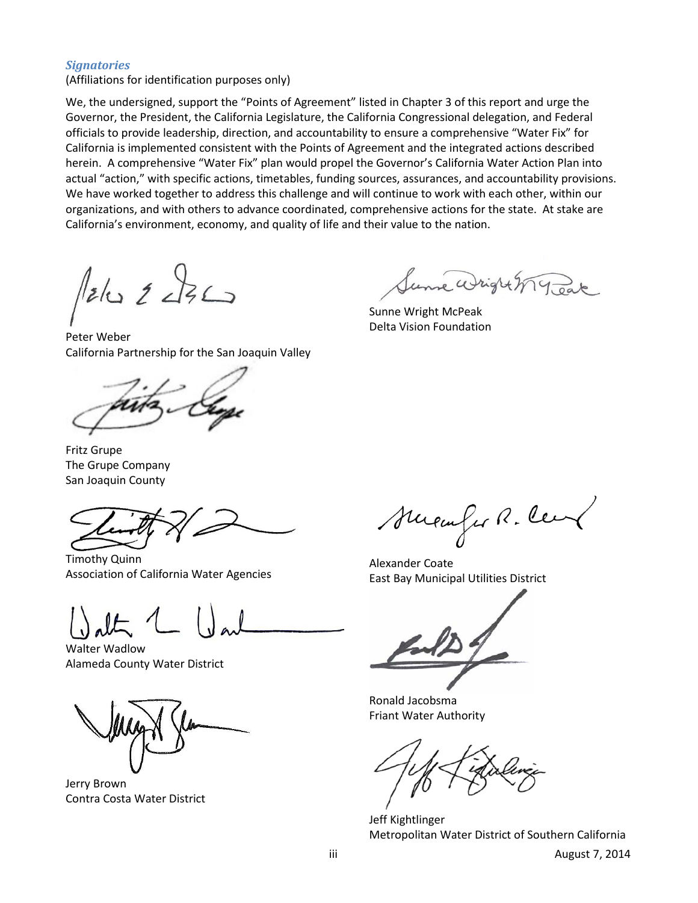### *Signatories*

(Affiliations for identification purposes only)

We, the undersigned, support the "Points of Agreement" listed in Chapter 3 of this report and urge the Governor, the President, the California Legislature, the California Congressional delegation, and Federal officials to provide leadership, direction, and accountability to ensure a comprehensive "Water Fix" for California is implemented consistent with the Points of Agreement and the integrated actions described herein. A comprehensive "Water Fix" plan would propel the Governor's California Water Action Plan into actual "action," with specific actions, timetables, funding sources, assurances, and accountability provisions. We have worked together to address this challenge and will continue to work with each other, within our organizations, and with others to advance coordinated, comprehensive actions for the state. At stake are California's environment, economy, and quality of life and their value to the nation.

Peter Weber
California Partnership for the San Joaquin Valley

Sunne Wright McPeak
Delta Vision Foundation

Fritz Grupe
The Grupe Company
San Joaquin County

Timothy Quinn
Association of California Water Agencies

Alexander Coate
East Bay Municipal Utilities District

Walter Wadlow
Alameda County Water District

Ronald Jacobsma
Friant Water Authority

Jerry Brown
Contra Costa Water District

Jeff Kightlinger
Metropolitan Water District of Southern California

August 7, 2014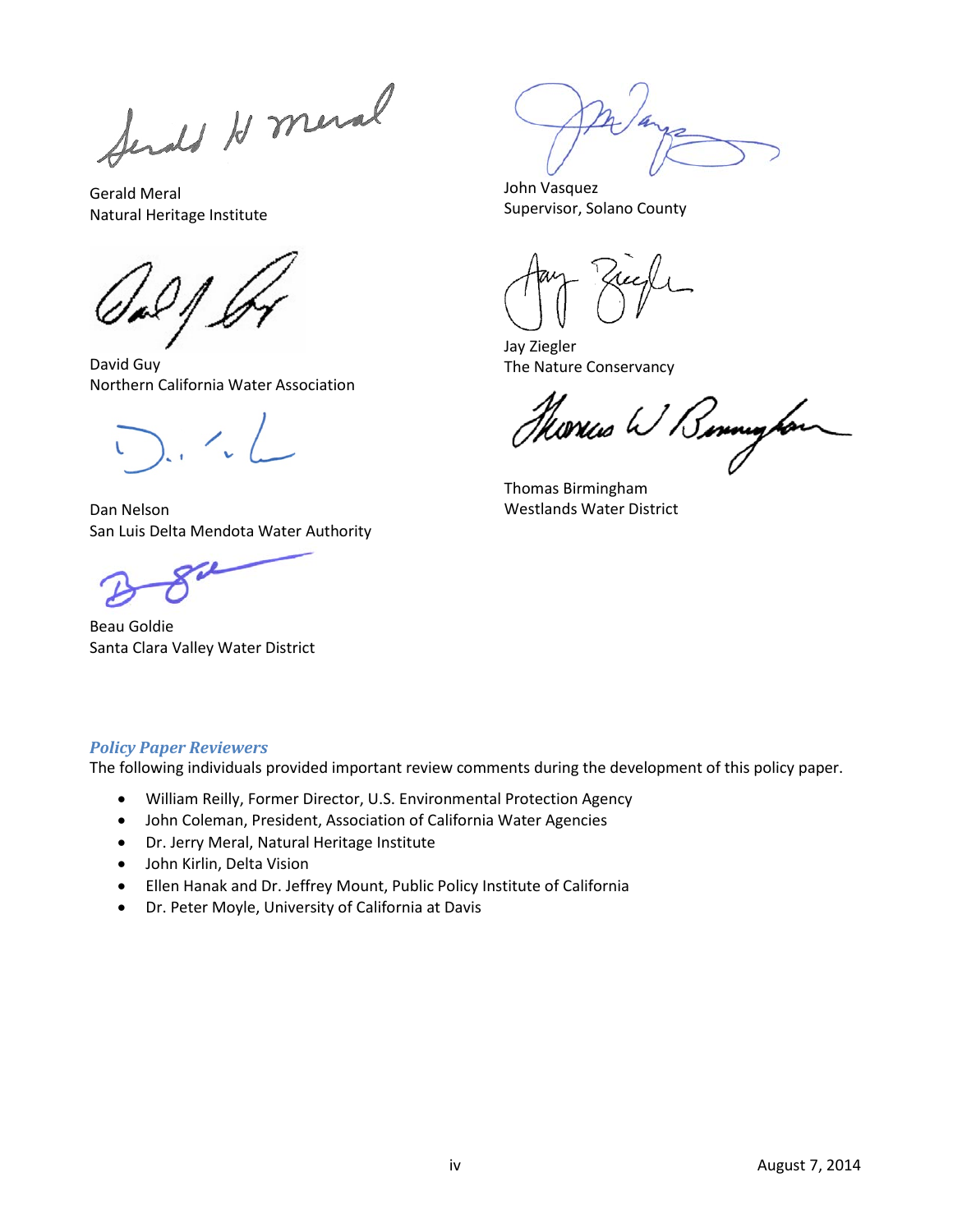Gerald Meral
Natural Heritage Institute

David Guy
Northern California Water Association

Dan Nelson
San Luis Delta Mendota Water Authority

Beau Goldie
Santa Clara Valley Water District

John Vasquez
Supervisor, Solano County

Jay Ziegler
The Nature Conservancy

Thomas Birmingham
Westlands Water District

### *Policy Paper Reviewers*

The following individuals provided important review comments during the development of this policy paper.

- William Reilly, Former Director, U.S. Environmental Protection Agency
- John Coleman, President, Association of California Water Agencies
- Dr. Jerry Meral, Natural Heritage Institute
- John Kirlin, Delta Vision
- Ellen Hanak and Dr. Jeffrey Mount, Public Policy Institute of California
- Dr. Peter Moyle, University of California at Davis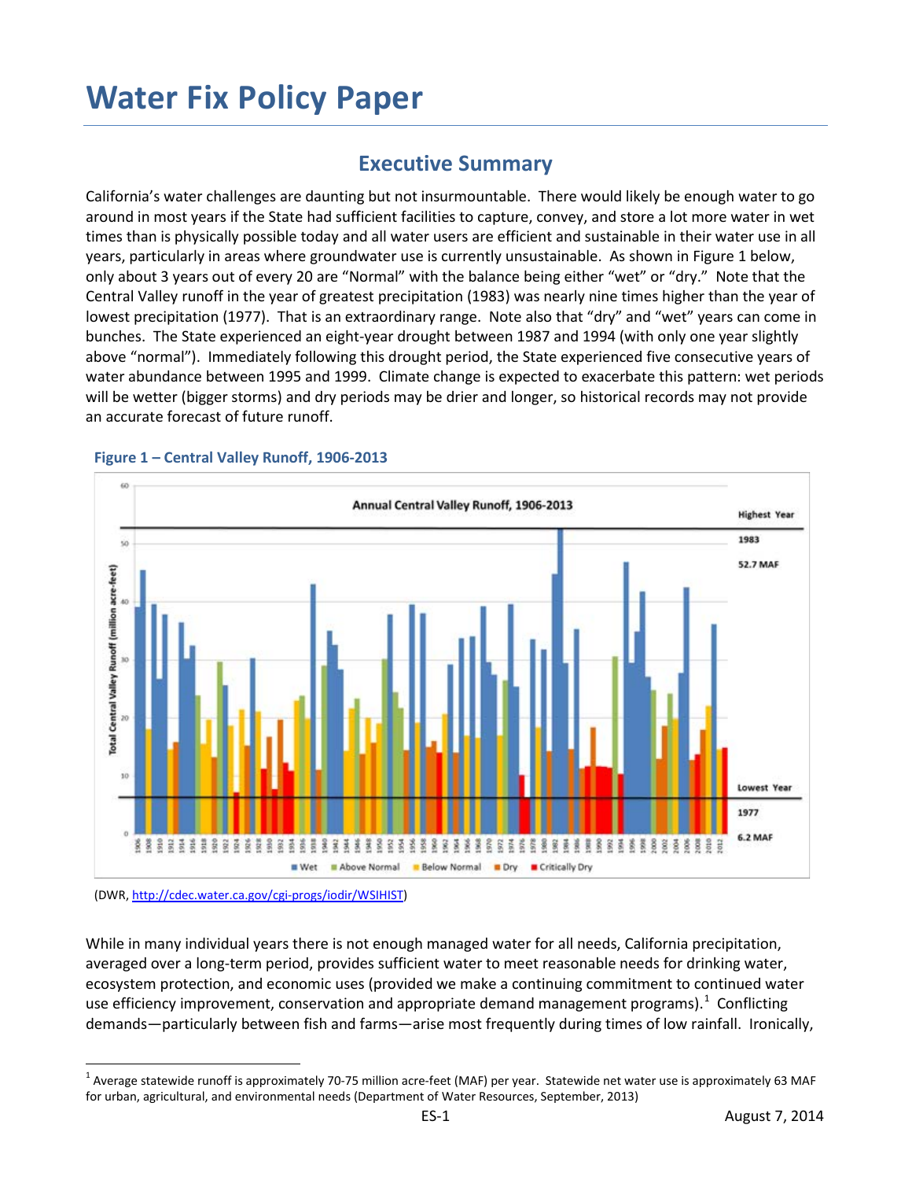# Water Fix Policy Paper

## Executive Summary

California's water challenges are daunting but not insurmountable. There would likely be enough water to go around in most years if the State had sufficient facilities to capture, convey, and store a lot more water in wet times than is physically possible today and all water users are efficient and sustainable in their water use in all years, particularly in areas where groundwater use is currently unsustainable. As shown in Figure 1 below, only about 3 years out of every 20 are "Normal" with the balance being either "wet" or "dry." Note that the Central Valley runoff in the year of greatest precipitation (1983) was nearly nine times higher than the year of lowest precipitation (1977). That is an extraordinary range. Note also that "dry" and "wet" years can come in bunches. The State experienced an eight-year drought between 1987 and 1994 (with only one year slightly above "normal"). Immediately following this drought period, the State experienced five consecutive years of water abundance between 1995 and 1999. Climate change is expected to exacerbate this pattern: wet periods will be wetter (bigger storms) and dry periods may be drier and longer, so historical records may not provide an accurate forecast of future runoff.

**Figure 1 – Central Valley Runoff, 1906-2013**

(DWR, http://cdec.water.ca.gov/cgi-progs/iodir/WSIHIST)

While in many individual years there is not enough managed water for all needs, California precipitation, averaged over a long-term period, provides sufficient water to meet reasonable needs for drinking water, ecosystem protection, and economic uses (provided we make a continuing commitment to continued water use efficiency improvement, conservation and appropriate demand management programs).[1] Conflicting demands—particularly between fish and farms—arise most frequently during times of low rainfall. Ironically,

[1] Average statewide runoff is approximately 70-75 million acre-feet (MAF) per year. Statewide net water use is approximately 63 MAF for urban, agricultural, and environmental needs (Department of Water Resources, September, 2013)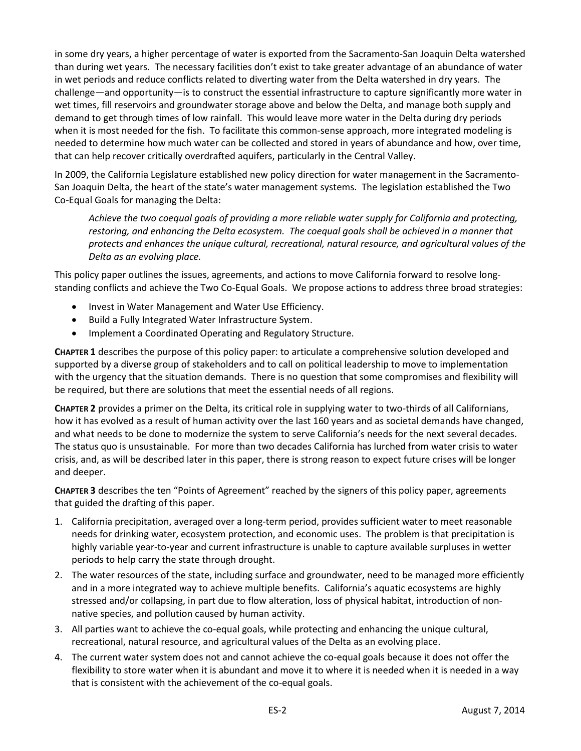in some dry years, a higher percentage of water is exported from the Sacramento-San Joaquin Delta watershed than during wet years. The necessary facilities don't exist to take greater advantage of an abundance of water in wet periods and reduce conflicts related to diverting water from the Delta watershed in dry years. The challenge—and opportunity—is to construct the essential infrastructure to capture significantly more water in wet times, fill reservoirs and groundwater storage above and below the Delta, and manage both supply and demand to get through times of low rainfall. This would leave more water in the Delta during dry periods when it is most needed for the fish. To facilitate this common-sense approach, more integrated modeling is needed to determine how much water can be collected and stored in years of abundance and how, over time, that can help recover critically overdrafted aquifers, particularly in the Central Valley.

In 2009, the California Legislature established new policy direction for water management in the Sacramento-San Joaquin Delta, the heart of the state's water management systems. The legislation established the Two Co-Equal Goals for managing the Delta:

> *Achieve the two coequal goals of providing a more reliable water supply for California and protecting, restoring, and enhancing the Delta ecosystem. The coequal goals shall be achieved in a manner that protects and enhances the unique cultural, recreational, natural resource, and agricultural values of the Delta as an evolving place.*

This policy paper outlines the issues, agreements, and actions to move California forward to resolve long-standing conflicts and achieve the Two Co-Equal Goals. We propose actions to address three broad strategies:

- Invest in Water Management and Water Use Efficiency.
- Build a Fully Integrated Water Infrastructure System.
- Implement a Coordinated Operating and Regulatory Structure.

**CHAPTER 1** describes the purpose of this policy paper: to articulate a comprehensive solution developed and supported by a diverse group of stakeholders and to call on political leadership to move to implementation with the urgency that the situation demands. There is no question that some compromises and flexibility will be required, but there are solutions that meet the essential needs of all regions.

**CHAPTER 2** provides a primer on the Delta, its critical role in supplying water to two-thirds of all Californians, how it has evolved as a result of human activity over the last 160 years and as societal demands have changed, and what needs to be done to modernize the system to serve California's needs for the next several decades. The status quo is unsustainable. For more than two decades California has lurched from water crisis to water crisis, and, as will be described later in this paper, there is strong reason to expect future crises will be longer and deeper.

**CHAPTER 3** describes the ten "Points of Agreement" reached by the signers of this policy paper, agreements that guided the drafting of this paper.

1. California precipitation, averaged over a long-term period, provides sufficient water to meet reasonable needs for drinking water, ecosystem protection, and economic uses. The problem is that precipitation is highly variable year-to-year and current infrastructure is unable to capture available surpluses in wetter periods to help carry the state through drought.
2. The water resources of the state, including surface and groundwater, need to be managed more efficiently and in a more integrated way to achieve multiple benefits. California's aquatic ecosystems are highly stressed and/or collapsing, in part due to flow alteration, loss of physical habitat, introduction of non-native species, and pollution caused by human activity.
3. All parties want to achieve the co-equal goals, while protecting and enhancing the unique cultural, recreational, natural resource, and agricultural values of the Delta as an evolving place.
4. The current water system does not and cannot achieve the co-equal goals because it does not offer the flexibility to store water when it is abundant and move it to where it is needed when it is needed in a way that is consistent with the achievement of the co-equal goals.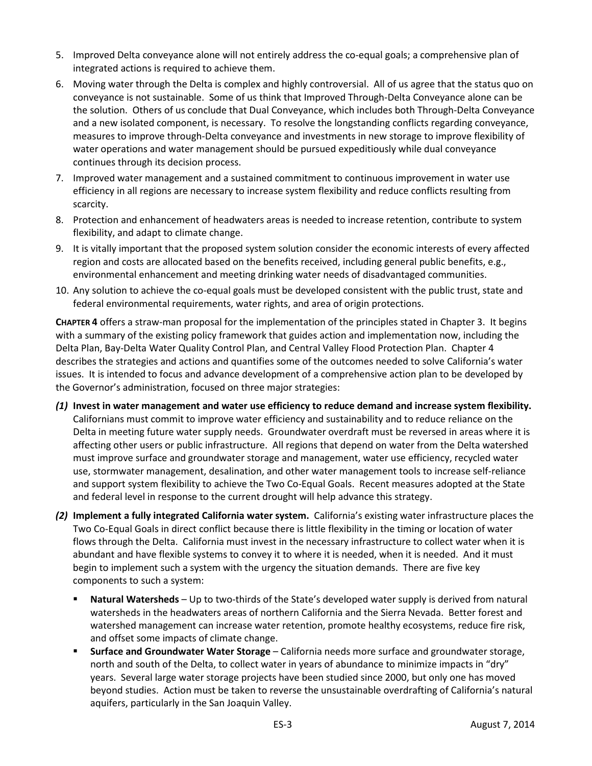5. Improved Delta conveyance alone will not entirely address the co-equal goals; a comprehensive plan of integrated actions is required to achieve them.
6. Moving water through the Delta is complex and highly controversial. All of us agree that the status quo on conveyance is not sustainable. Some of us think that Improved Through-Delta Conveyance alone can be the solution. Others of us conclude that Dual Conveyance, which includes both Through-Delta Conveyance and a new isolated component, is necessary. To resolve the longstanding conflicts regarding conveyance, measures to improve through-Delta conveyance and investments in new storage to improve flexibility of water operations and water management should be pursued expeditiously while dual conveyance continues through its decision process.
7. Improved water management and a sustained commitment to continuous improvement in water use efficiency in all regions are necessary to increase system flexibility and reduce conflicts resulting from scarcity.
8. Protection and enhancement of headwaters areas is needed to increase retention, contribute to system flexibility, and adapt to climate change.
9. It is vitally important that the proposed system solution consider the economic interests of every affected region and costs are allocated based on the benefits received, including general public benefits, e.g., environmental enhancement and meeting drinking water needs of disadvantaged communities.
10. Any solution to achieve the co-equal goals must be developed consistent with the public trust, state and federal environmental requirements, water rights, and area of origin protections.

**CHAPTER 4** offers a straw-man proposal for the implementation of the principles stated in Chapter 3. It begins with a summary of the existing policy framework that guides action and implementation now, including the Delta Plan, Bay-Delta Water Quality Control Plan, and Central Valley Flood Protection Plan. Chapter 4 describes the strategies and actions and quantifies some of the outcomes needed to solve California's water issues. It is intended to focus and advance development of a comprehensive action plan to be developed by the Governor's administration, focused on three major strategies:

***(1)*** **Invest in water management and water use efficiency to reduce demand and increase system flexibility.** Californians must commit to improve water efficiency and sustainability and to reduce reliance on the Delta in meeting future water supply needs. Groundwater overdraft must be reversed in areas where it is affecting other users or public infrastructure. All regions that depend on water from the Delta watershed must improve surface and groundwater storage and management, water use efficiency, recycled water use, stormwater management, desalination, and other water management tools to increase self-reliance and support system flexibility to achieve the Two Co-Equal Goals. Recent measures adopted at the State and federal level in response to the current drought will help advance this strategy.

***(2)*** **Implement a fully integrated California water system.** California's existing water infrastructure places the Two Co-Equal Goals in direct conflict because there is little flexibility in the timing or location of water flows through the Delta. California must invest in the necessary infrastructure to collect water when it is abundant and have flexible systems to convey it to where it is needed, when it is needed. And it must begin to implement such a system with the urgency the situation demands. There are five key components to such a system:

- **Natural Watersheds** – Up to two-thirds of the State's developed water supply is derived from natural watersheds in the headwaters areas of northern California and the Sierra Nevada. Better forest and watershed management can increase water retention, promote healthy ecosystems, reduce fire risk, and offset some impacts of climate change.
- **Surface and Groundwater Water Storage** – California needs more surface and groundwater storage, north and south of the Delta, to collect water in years of abundance to minimize impacts in "dry" years. Several large water storage projects have been studied since 2000, but only one has moved beyond studies. Action must be taken to reverse the unsustainable overdrafting of California's natural aquifers, particularly in the San Joaquin Valley.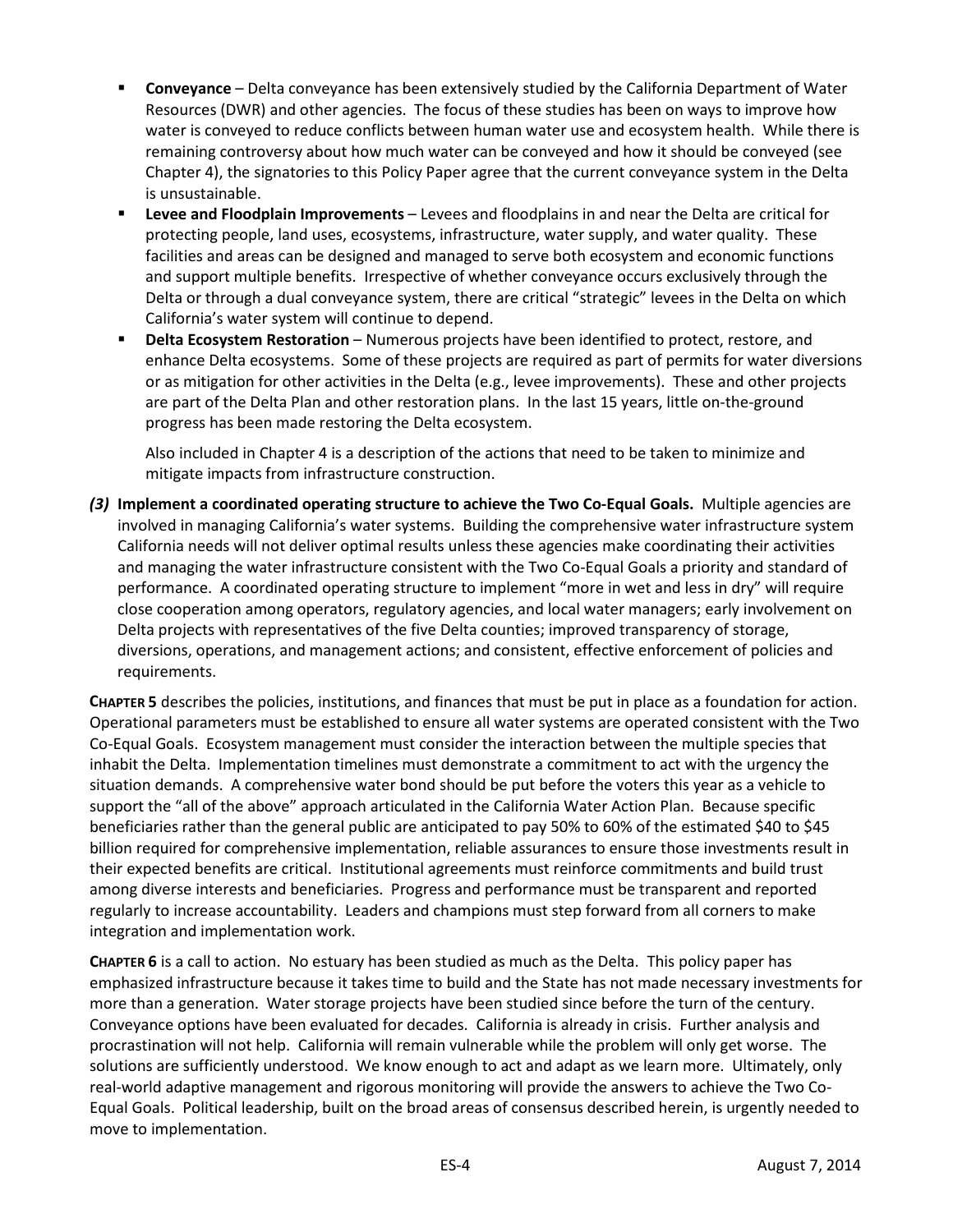- **Conveyance** – Delta conveyance has been extensively studied by the California Department of Water Resources (DWR) and other agencies. The focus of these studies has been on ways to improve how water is conveyed to reduce conflicts between human water use and ecosystem health. While there is remaining controversy about how much water can be conveyed and how it should be conveyed (see Chapter 4), the signatories to this Policy Paper agree that the current conveyance system in the Delta is unsustainable.
- **Levee and Floodplain Improvements** – Levees and floodplains in and near the Delta are critical for protecting people, land uses, ecosystems, infrastructure, water supply, and water quality. These facilities and areas can be designed and managed to serve both ecosystem and economic functions and support multiple benefits. Irrespective of whether conveyance occurs exclusively through the Delta or through a dual conveyance system, there are critical "strategic" levees in the Delta on which California's water system will continue to depend.
- **Delta Ecosystem Restoration** – Numerous projects have been identified to protect, restore, and enhance Delta ecosystems. Some of these projects are required as part of permits for water diversions or as mitigation for other activities in the Delta (e.g., levee improvements). These and other projects are part of the Delta Plan and other restoration plans. In the last 15 years, little on-the-ground progress has been made restoring the Delta ecosystem.

  Also included in Chapter 4 is a description of the actions that need to be taken to minimize and mitigate impacts from infrastructure construction.

***(3)*** **Implement a coordinated operating structure to achieve the Two Co-Equal Goals.** Multiple agencies are involved in managing California's water systems. Building the comprehensive water infrastructure system California needs will not deliver optimal results unless these agencies make coordinating their activities and managing the water infrastructure consistent with the Two Co-Equal Goals a priority and standard of performance. A coordinated operating structure to implement "more in wet and less in dry" will require close cooperation among operators, regulatory agencies, and local water managers; early involvement on Delta projects with representatives of the five Delta counties; improved transparency of storage, diversions, operations, and management actions; and consistent, effective enforcement of policies and requirements.

**CHAPTER 5** describes the policies, institutions, and finances that must be put in place as a foundation for action. Operational parameters must be established to ensure all water systems are operated consistent with the Two Co-Equal Goals. Ecosystem management must consider the interaction between the multiple species that inhabit the Delta. Implementation timelines must demonstrate a commitment to act with the urgency the situation demands. A comprehensive water bond should be put before the voters this year as a vehicle to support the "all of the above" approach articulated in the California Water Action Plan. Because specific beneficiaries rather than the general public are anticipated to pay 50% to 60% of the estimated $40 to $45 billion required for comprehensive implementation, reliable assurances to ensure those investments result in their expected benefits are critical. Institutional agreements must reinforce commitments and build trust among diverse interests and beneficiaries. Progress and performance must be transparent and reported regularly to increase accountability. Leaders and champions must step forward from all corners to make integration and implementation work.

**CHAPTER 6** is a call to action. No estuary has been studied as much as the Delta. This policy paper has emphasized infrastructure because it takes time to build and the State has not made necessary investments for more than a generation. Water storage projects have been studied since before the turn of the century. Conveyance options have been evaluated for decades. California is already in crisis. Further analysis and procrastination will not help. California will remain vulnerable while the problem will only get worse. The solutions are sufficiently understood. We know enough to act and adapt as we learn more. Ultimately, only real-world adaptive management and rigorous monitoring will provide the answers to achieve the Two Co-Equal Goals. Political leadership, built on the broad areas of consensus described herein, is urgently needed to move to implementation.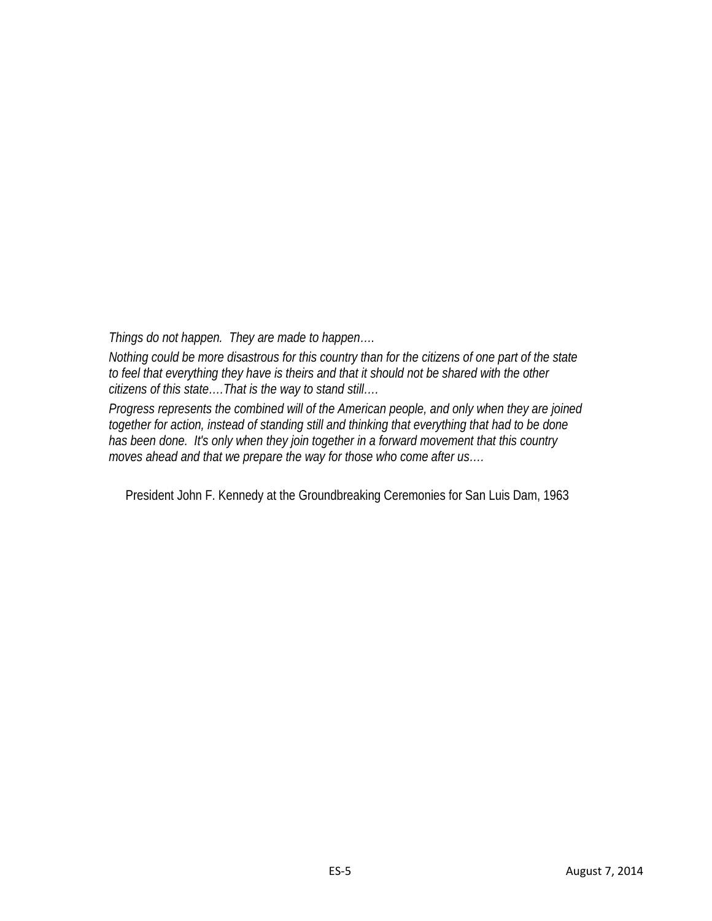*Things do not happen. They are made to happen….*

*Nothing could be more disastrous for this country than for the citizens of one part of the state to feel that everything they have is theirs and that it should not be shared with the other citizens of this state….That is the way to stand still….*

*Progress represents the combined will of the American people, and only when they are joined together for action, instead of standing still and thinking that everything that had to be done has been done. It's only when they join together in a forward movement that this country moves ahead and that we prepare the way for those who come after us….*

President John F. Kennedy at the Groundbreaking Ceremonies for San Luis Dam, 1963